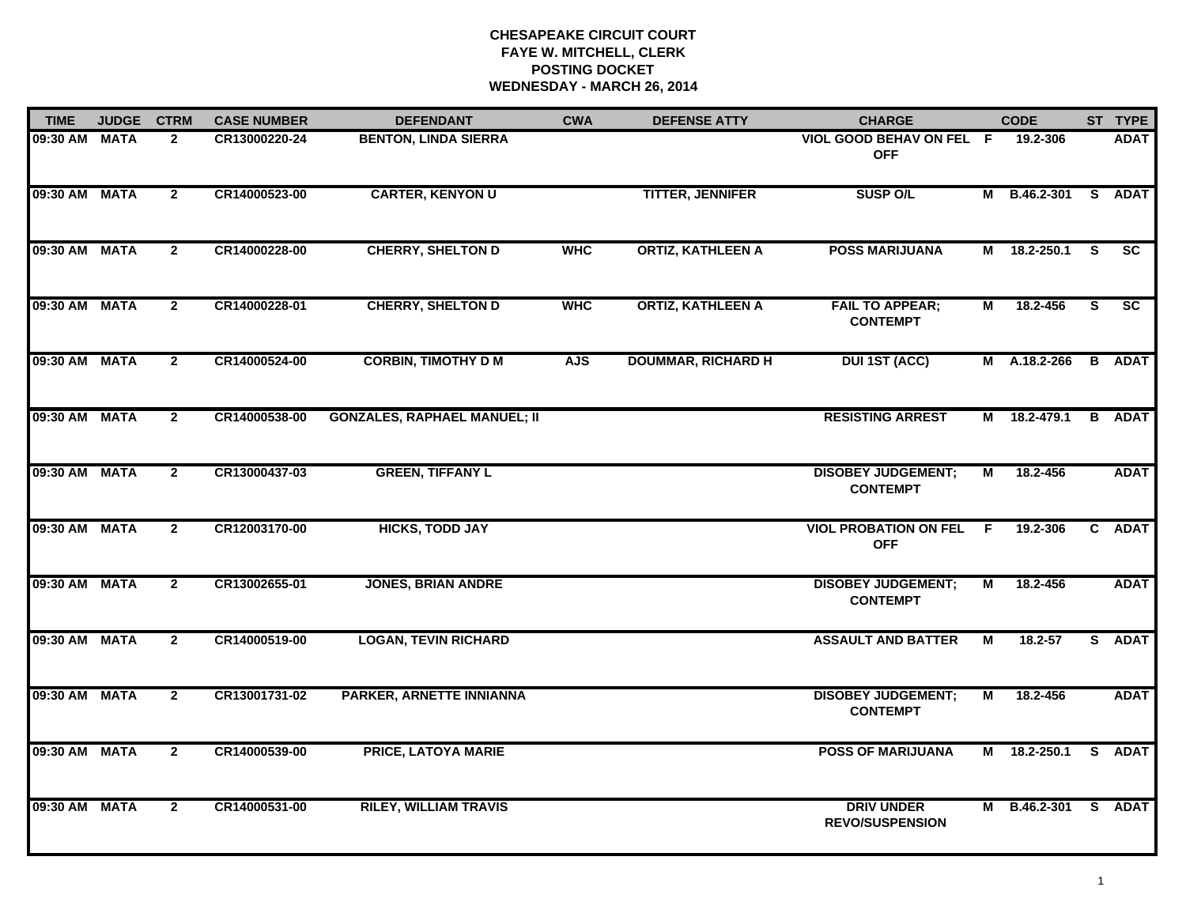# CHESAPEAKE CIRCUIT COURT
## FAYE W. MITCHELL, CLERK
## POSTING DOCKET
## WEDNESDAY - MARCH 26, 2014

| TIME | JUDGE | CTRM | CASE NUMBER | DEFENDANT | CWA | DEFENSE ATTY | CHARGE | | CODE | ST | TYPE |
|---|---|---|---|---|---|---|---|---|---|---|---|
| 09:30 AM | MATA | 2 | CR13000220-24 | BENTON, LINDA SIERRA | | | VIOL GOOD BEHAV ON FEL OFF | F | 19.2-306 | | ADAT |
| 09:30 AM | MATA | 2 | CR14000523-00 | CARTER, KENYON U | | TITTER, JENNIFER | SUSP O/L | M | B.46.2-301 | S | ADAT |
| 09:30 AM | MATA | 2 | CR14000228-00 | CHERRY, SHELTON D | WHC | ORTIZ, KATHLEEN A | POSS MARIJUANA | M | 18.2-250.1 | S | SC |
| 09:30 AM | MATA | 2 | CR14000228-01 | CHERRY, SHELTON D | WHC | ORTIZ, KATHLEEN A | FAIL TO APPEAR; CONTEMPT | M | 18.2-456 | S | SC |
| 09:30 AM | MATA | 2 | CR14000524-00 | CORBIN, TIMOTHY D M | AJS | DOUMMAR, RICHARD H | DUI 1ST (ACC) | M | A.18.2-266 | B | ADAT |
| 09:30 AM | MATA | 2 | CR14000538-00 | GONZALES, RAPHAEL MANUEL; II | | | RESISTING ARREST | M | 18.2-479.1 | B | ADAT |
| 09:30 AM | MATA | 2 | CR13000437-03 | GREEN, TIFFANY L | | | DISOBEY JUDGEMENT; CONTEMPT | M | 18.2-456 | | ADAT |
| 09:30 AM | MATA | 2 | CR12003170-00 | HICKS, TODD JAY | | | VIOL PROBATION ON FEL OFF | F | 19.2-306 | C | ADAT |
| 09:30 AM | MATA | 2 | CR13002655-01 | JONES, BRIAN ANDRE | | | DISOBEY JUDGEMENT; CONTEMPT | M | 18.2-456 | | ADAT |
| 09:30 AM | MATA | 2 | CR14000519-00 | LOGAN, TEVIN RICHARD | | | ASSAULT AND BATTER | M | 18.2-57 | S | ADAT |
| 09:30 AM | MATA | 2 | CR13001731-02 | PARKER, ARNETTE INNIANNA | | | DISOBEY JUDGEMENT; CONTEMPT | M | 18.2-456 | | ADAT |
| 09:30 AM | MATA | 2 | CR14000539-00 | PRICE, LATOYA MARIE | | | POSS OF MARIJUANA | M | 18.2-250.1 | S | ADAT |
| 09:30 AM | MATA | 2 | CR14000531-00 | RILEY, WILLIAM TRAVIS | | | DRIV UNDER REVO/SUSPENSION | M | B.46.2-301 | S | ADAT |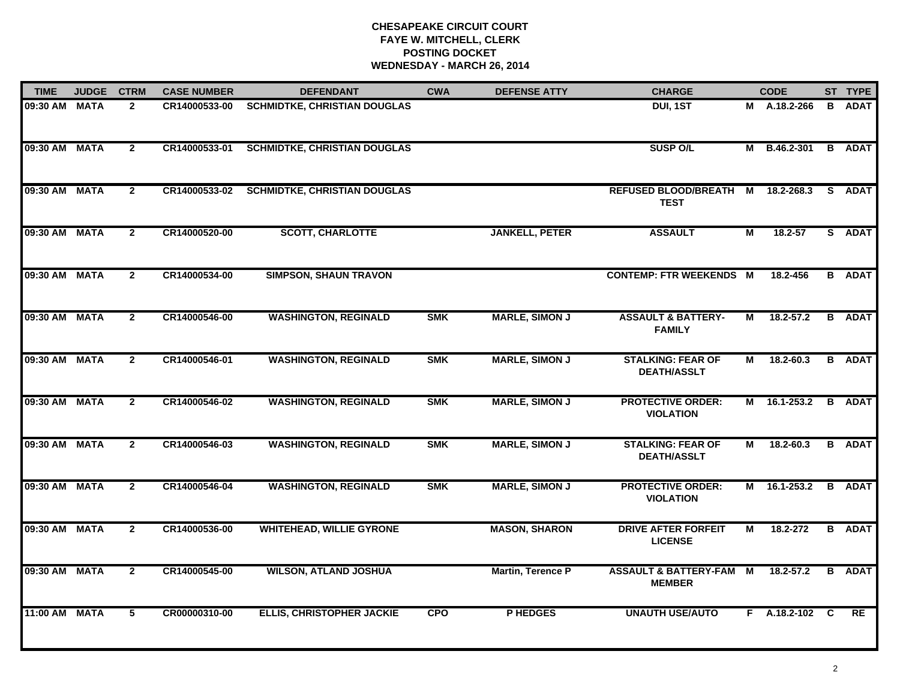**CHESAPEAKE CIRCUIT COURT**
**FAYE W. MITCHELL, CLERK**
**POSTING DOCKET**
**WEDNESDAY - MARCH 26, 2014**

| TIME | JUDGE | CTRM | CASE NUMBER | DEFENDANT | CWA | DEFENSE ATTY | CHARGE | | CODE | ST | TYPE |
|---|---|---|---|---|---|---|---|---|---|---|---|
| 09:30 AM | MATA | 2 | CR14000533-00 | SCHMIDTKE, CHRISTIAN DOUGLAS | | | DUI, 1ST | M | A.18.2-266 | B | ADAT |
| 09:30 AM | MATA | 2 | CR14000533-01 | SCHMIDTKE, CHRISTIAN DOUGLAS | | | SUSP O/L | M | B.46.2-301 | B | ADAT |
| 09:30 AM | MATA | 2 | CR14000533-02 | SCHMIDTKE, CHRISTIAN DOUGLAS | | | REFUSED BLOOD/BREATH TEST | M | 18.2-268.3 | S | ADAT |
| 09:30 AM | MATA | 2 | CR14000520-00 | SCOTT, CHARLOTTE | | JANKELL, PETER | ASSAULT | M | 18.2-57 | S | ADAT |
| 09:30 AM | MATA | 2 | CR14000534-00 | SIMPSON, SHAUN TRAVON | | | CONTEMP: FTR WEEKENDS | M | 18.2-456 | B | ADAT |
| 09:30 AM | MATA | 2 | CR14000546-00 | WASHINGTON, REGINALD | SMK | MARLE, SIMON J | ASSAULT & BATTERY-FAMILY | M | 18.2-57.2 | B | ADAT |
| 09:30 AM | MATA | 2 | CR14000546-01 | WASHINGTON, REGINALD | SMK | MARLE, SIMON J | STALKING: FEAR OF DEATH/ASSLT | M | 18.2-60.3 | B | ADAT |
| 09:30 AM | MATA | 2 | CR14000546-02 | WASHINGTON, REGINALD | SMK | MARLE, SIMON J | PROTECTIVE ORDER: VIOLATION | M | 16.1-253.2 | B | ADAT |
| 09:30 AM | MATA | 2 | CR14000546-03 | WASHINGTON, REGINALD | SMK | MARLE, SIMON J | STALKING: FEAR OF DEATH/ASSLT | M | 18.2-60.3 | B | ADAT |
| 09:30 AM | MATA | 2 | CR14000546-04 | WASHINGTON, REGINALD | SMK | MARLE, SIMON J | PROTECTIVE ORDER: VIOLATION | M | 16.1-253.2 | B | ADAT |
| 09:30 AM | MATA | 2 | CR14000536-00 | WHITEHEAD, WILLIE GYRONE | | MASON, SHARON | DRIVE AFTER FORFEIT LICENSE | M | 18.2-272 | B | ADAT |
| 09:30 AM | MATA | 2 | CR14000545-00 | WILSON, ATLAND JOSHUA | | Martin, Terence P | ASSAULT & BATTERY-FAM MEMBER | M | 18.2-57.2 | B | ADAT |
| 11:00 AM | MATA | 5 | CR00000310-00 | ELLIS, CHRISTOPHER JACKIE | CPO | P HEDGES | UNAUTH USE/AUTO | F | A.18.2-102 | C | RE |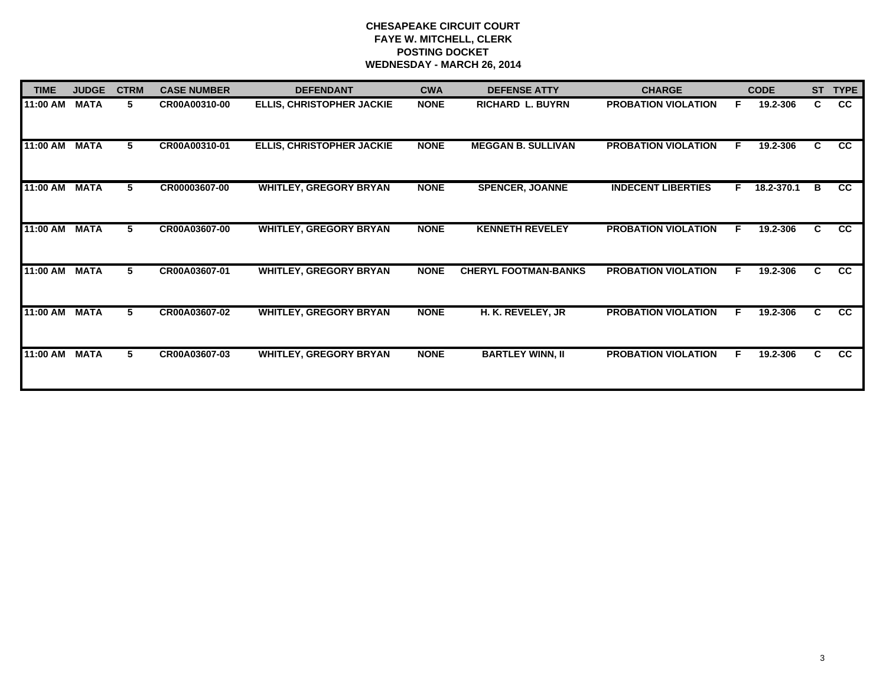**CHESAPEAKE CIRCUIT COURT**
**FAYE W. MITCHELL, CLERK**
**POSTING DOCKET**
**WEDNESDAY - MARCH 26, 2014**

| TIME | JUDGE | CTRM | CASE NUMBER | DEFENDANT | CWA | DEFENSE ATTY | CHARGE | | CODE | ST | TYPE |
|---|---|---|---|---|---|---|---|---|---|---|---|
| 11:00 AM | MATA | 5 | CR00A00310-00 | ELLIS, CHRISTOPHER JACKIE | NONE | RICHARD L. BUYRN | PROBATION VIOLATION | F | 19.2-306 | C | CC |
| 11:00 AM | MATA | 5 | CR00A00310-01 | ELLIS, CHRISTOPHER JACKIE | NONE | MEGGAN B. SULLIVAN | PROBATION VIOLATION | F | 19.2-306 | C | CC |
| 11:00 AM | MATA | 5 | CR00003607-00 | WHITLEY, GREGORY BRYAN | NONE | SPENCER, JOANNE | INDECENT LIBERTIES | F | 18.2-370.1 | B | CC |
| 11:00 AM | MATA | 5 | CR00A03607-00 | WHITLEY, GREGORY BRYAN | NONE | KENNETH REVELEY | PROBATION VIOLATION | F | 19.2-306 | C | CC |
| 11:00 AM | MATA | 5 | CR00A03607-01 | WHITLEY, GREGORY BRYAN | NONE | CHERYL FOOTMAN-BANKS | PROBATION VIOLATION | F | 19.2-306 | C | CC |
| 11:00 AM | MATA | 5 | CR00A03607-02 | WHITLEY, GREGORY BRYAN | NONE | H. K. REVELEY, JR | PROBATION VIOLATION | F | 19.2-306 | C | CC |
| 11:00 AM | MATA | 5 | CR00A03607-03 | WHITLEY, GREGORY BRYAN | NONE | BARTLEY WINN, II | PROBATION VIOLATION | F | 19.2-306 | C | CC |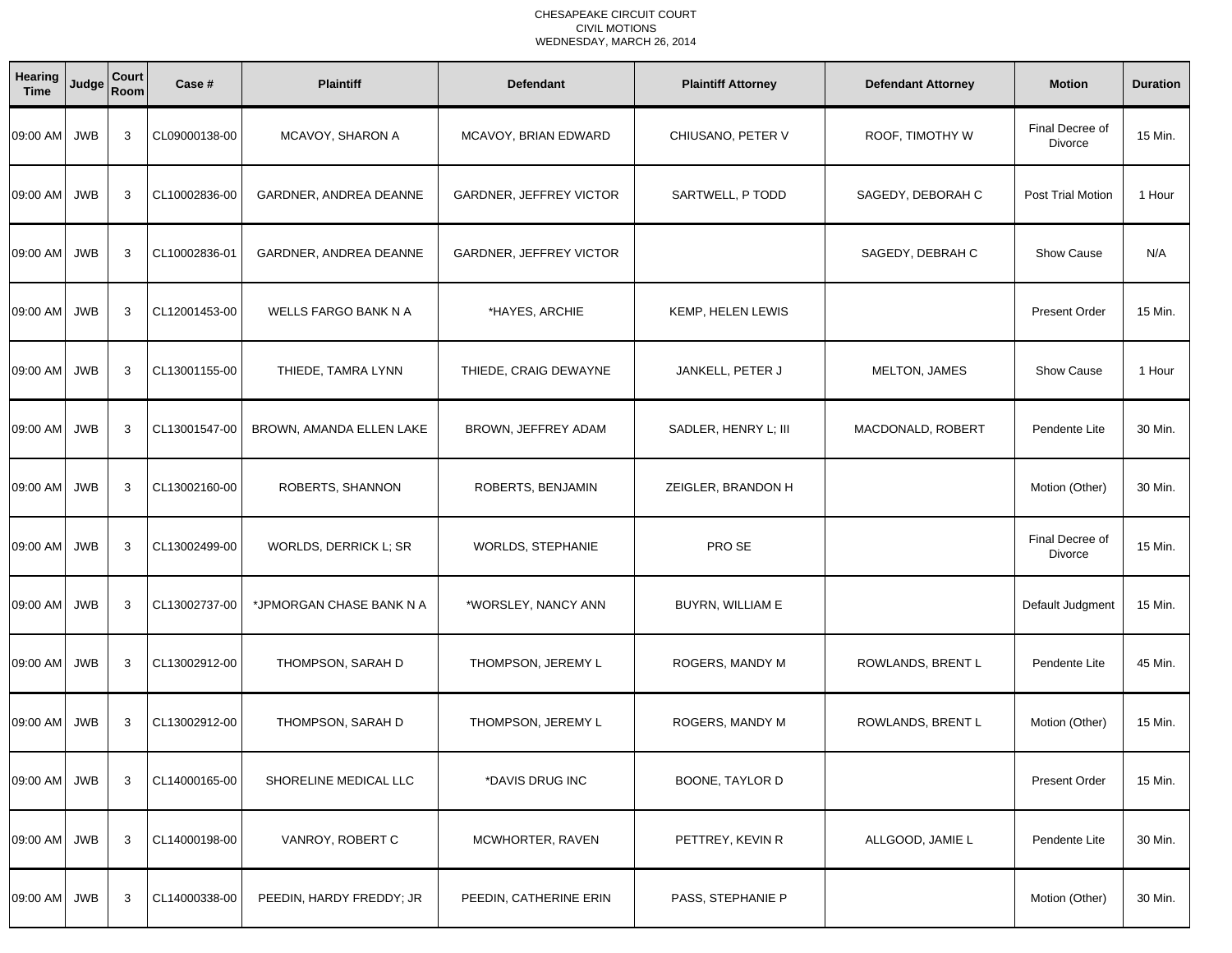CHESAPEAKE CIRCUIT COURT
CIVIL MOTIONS
WEDNESDAY, MARCH 26, 2014

| Hearing Time | Judge | Court Room | Case # | Plaintiff | Defendant | Plaintiff Attorney | Defendant Attorney | Motion | Duration |
|---|---|---|---|---|---|---|---|---|---|
| 09:00 AM | JWB | 3 | CL09000138-00 | MCAVOY, SHARON A | MCAVOY, BRIAN EDWARD | CHIUSANO, PETER V | ROOF, TIMOTHY W | Final Decree of Divorce | 15 Min. |
| 09:00 AM | JWB | 3 | CL10002836-00 | GARDNER, ANDREA DEANNE | GARDNER, JEFFREY VICTOR | SARTWELL, P TODD | SAGEDY, DEBORAH C | Post Trial Motion | 1 Hour |
| 09:00 AM | JWB | 3 | CL10002836-01 | GARDNER, ANDREA DEANNE | GARDNER, JEFFREY VICTOR | | SAGEDY, DEBRAH C | Show Cause | N/A |
| 09:00 AM | JWB | 3 | CL12001453-00 | WELLS FARGO BANK N A | *HAYES, ARCHIE | KEMP, HELEN LEWIS | | Present Order | 15 Min. |
| 09:00 AM | JWB | 3 | CL13001155-00 | THIEDE, TAMRA LYNN | THIEDE, CRAIG DEWAYNE | JANKELL, PETER J | MELTON, JAMES | Show Cause | 1 Hour |
| 09:00 AM | JWB | 3 | CL13001547-00 | BROWN, AMANDA ELLEN LAKE | BROWN, JEFFREY ADAM | SADLER, HENRY L; III | MACDONALD, ROBERT | Pendente Lite | 30 Min. |
| 09:00 AM | JWB | 3 | CL13002160-00 | ROBERTS, SHANNON | ROBERTS, BENJAMIN | ZEIGLER, BRANDON H | | Motion (Other) | 30 Min. |
| 09:00 AM | JWB | 3 | CL13002499-00 | WORLDS, DERRICK L; SR | WORLDS, STEPHANIE | PRO SE | | Final Decree of Divorce | 15 Min. |
| 09:00 AM | JWB | 3 | CL13002737-00 | *JPMORGAN CHASE BANK N A | *WORSLEY, NANCY ANN | BUYRN, WILLIAM E | | Default Judgment | 15 Min. |
| 09:00 AM | JWB | 3 | CL13002912-00 | THOMPSON, SARAH D | THOMPSON, JEREMY L | ROGERS, MANDY M | ROWLANDS, BRENT L | Pendente Lite | 45 Min. |
| 09:00 AM | JWB | 3 | CL13002912-00 | THOMPSON, SARAH D | THOMPSON, JEREMY L | ROGERS, MANDY M | ROWLANDS, BRENT L | Motion (Other) | 15 Min. |
| 09:00 AM | JWB | 3 | CL14000165-00 | SHORELINE MEDICAL LLC | *DAVIS DRUG INC | BOONE, TAYLOR D | | Present Order | 15 Min. |
| 09:00 AM | JWB | 3 | CL14000198-00 | VANROY, ROBERT C | MCWHORTER, RAVEN | PETTREY, KEVIN R | ALLGOOD, JAMIE L | Pendente Lite | 30 Min. |
| 09:00 AM | JWB | 3 | CL14000338-00 | PEEDIN, HARDY FREDDY; JR | PEEDIN, CATHERINE ERIN | PASS, STEPHANIE P | | Motion (Other) | 30 Min. |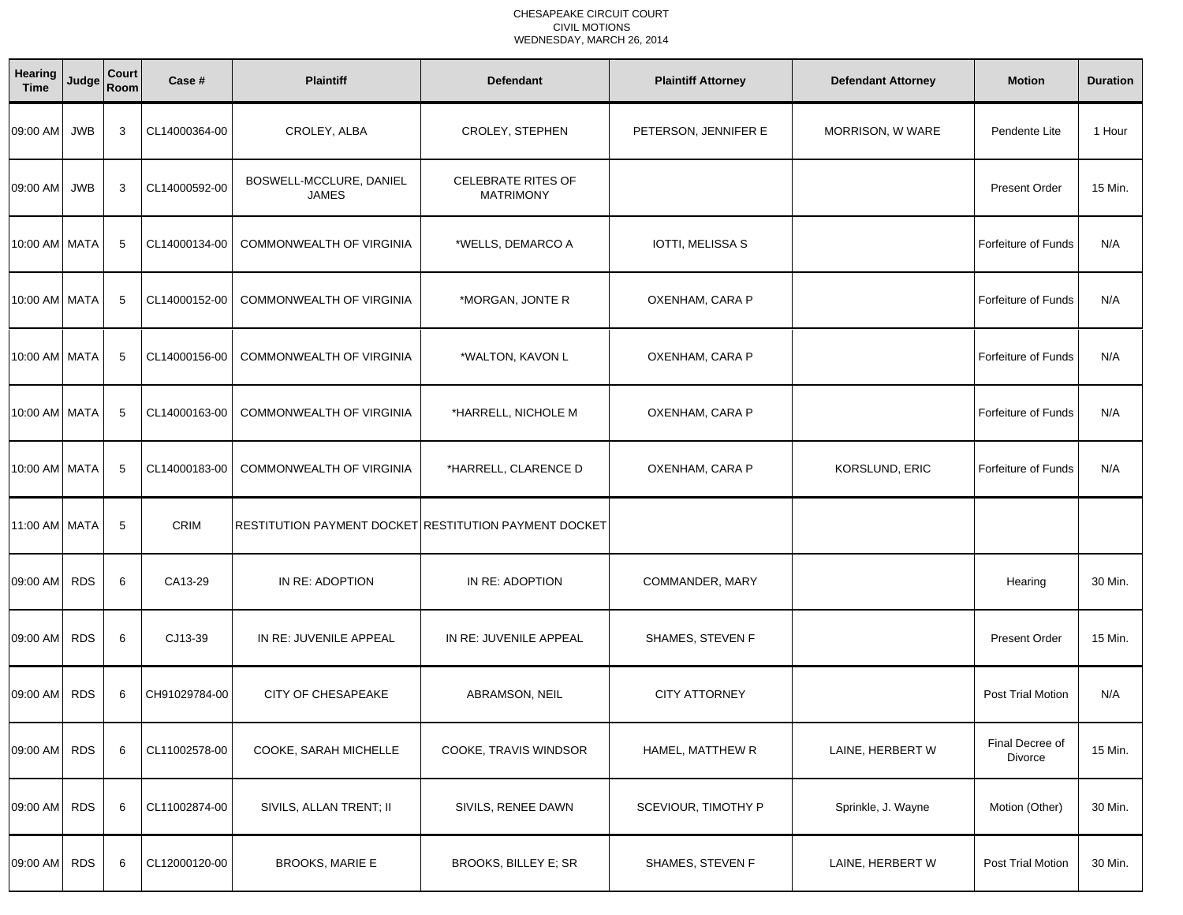CHESAPEAKE CIRCUIT COURT
CIVIL MOTIONS
WEDNESDAY, MARCH 26, 2014

| Hearing Time | Judge | Court Room | Case # | Plaintiff | Defendant | Plaintiff Attorney | Defendant Attorney | Motion | Duration |
|---|---|---|---|---|---|---|---|---|---|
| 09:00 AM | JWB | 3 | CL14000364-00 | CROLEY, ALBA | CROLEY, STEPHEN | PETERSON, JENNIFER E | MORRISON, W WARE | Pendente Lite | 1 Hour |
| 09:00 AM | JWB | 3 | CL14000592-00 | BOSWELL-MCCLURE, DANIEL JAMES | CELEBRATE RITES OF MATRIMONY | | | Present Order | 15 Min. |
| 10:00 AM | MATA | 5 | CL14000134-00 | COMMONWEALTH OF VIRGINIA | *WELLS, DEMARCO A | IOTTI, MELISSA S | | Forfeiture of Funds | N/A |
| 10:00 AM | MATA | 5 | CL14000152-00 | COMMONWEALTH OF VIRGINIA | *MORGAN, JONTE R | OXENHAM, CARA P | | Forfeiture of Funds | N/A |
| 10:00 AM | MATA | 5 | CL14000156-00 | COMMONWEALTH OF VIRGINIA | *WALTON, KAVON L | OXENHAM, CARA P | | Forfeiture of Funds | N/A |
| 10:00 AM | MATA | 5 | CL14000163-00 | COMMONWEALTH OF VIRGINIA | *HARRELL, NICHOLE M | OXENHAM, CARA P | | Forfeiture of Funds | N/A |
| 10:00 AM | MATA | 5 | CL14000183-00 | COMMONWEALTH OF VIRGINIA | *HARRELL, CLARENCE D | OXENHAM, CARA P | KORSLUND, ERIC | Forfeiture of Funds | N/A |
| 11:00 AM | MATA | 5 | CRIM | RESTITUTION PAYMENT DOCKET | RESTITUTION PAYMENT DOCKET | | | | |
| 09:00 AM | RDS | 6 | CA13-29 | IN RE: ADOPTION | IN RE: ADOPTION | COMMANDER, MARY | | Hearing | 30 Min. |
| 09:00 AM | RDS | 6 | CJ13-39 | IN RE: JUVENILE APPEAL | IN RE: JUVENILE APPEAL | SHAMES, STEVEN F | | Present Order | 15 Min. |
| 09:00 AM | RDS | 6 | CH91029784-00 | CITY OF CHESAPEAKE | ABRAMSON, NEIL | CITY ATTORNEY | | Post Trial Motion | N/A |
| 09:00 AM | RDS | 6 | CL11002578-00 | COOKE, SARAH MICHELLE | COOKE, TRAVIS WINDSOR | HAMEL, MATTHEW R | LAINE, HERBERT W | Final Decree of Divorce | 15 Min. |
| 09:00 AM | RDS | 6 | CL11002874-00 | SIVILS, ALLAN TRENT; II | SIVILS, RENEE DAWN | SCEVIOUR, TIMOTHY P | Sprinkle, J. Wayne | Motion (Other) | 30 Min. |
| 09:00 AM | RDS | 6 | CL12000120-00 | BROOKS, MARIE E | BROOKS, BILLEY E; SR | SHAMES, STEVEN F | LAINE, HERBERT W | Post Trial Motion | 30 Min. |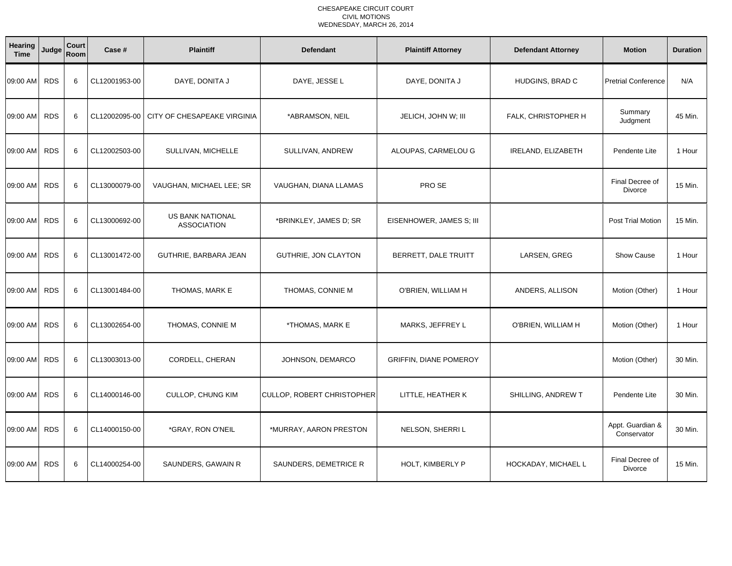CHESAPEAKE CIRCUIT COURT
CIVIL MOTIONS
WEDNESDAY, MARCH 26, 2014

| Hearing Time | Judge | Court Room | Case # | Plaintiff | Defendant | Plaintiff Attorney | Defendant Attorney | Motion | Duration |
|---|---|---|---|---|---|---|---|---|---|
| 09:00 AM | RDS | 6 | CL12001953-00 | DAYE, DONITA J | DAYE, JESSE L | DAYE, DONITA J | HUDGINS, BRAD C | Pretrial Conference | N/A |
| 09:00 AM | RDS | 6 | CL12002095-00 | CITY OF CHESAPEAKE VIRGINIA | *ABRAMSON, NEIL | JELICH, JOHN W; III | FALK, CHRISTOPHER H | Summary Judgment | 45 Min. |
| 09:00 AM | RDS | 6 | CL12002503-00 | SULLIVAN, MICHELLE | SULLIVAN, ANDREW | ALOUPAS, CARMELOU G | IRELAND, ELIZABETH | Pendente Lite | 1 Hour |
| 09:00 AM | RDS | 6 | CL13000079-00 | VAUGHAN, MICHAEL LEE; SR | VAUGHAN, DIANA LLAMAS | PRO SE | | Final Decree of Divorce | 15 Min. |
| 09:00 AM | RDS | 6 | CL13000692-00 | US BANK NATIONAL ASSOCIATION | *BRINKLEY, JAMES D; SR | EISENHOWER, JAMES S; III | | Post Trial Motion | 15 Min. |
| 09:00 AM | RDS | 6 | CL13001472-00 | GUTHRIE, BARBARA JEAN | GUTHRIE, JON CLAYTON | BERRETT, DALE TRUITT | LARSEN, GREG | Show Cause | 1 Hour |
| 09:00 AM | RDS | 6 | CL13001484-00 | THOMAS, MARK E | THOMAS, CONNIE M | O'BRIEN, WILLIAM H | ANDERS, ALLISON | Motion (Other) | 1 Hour |
| 09:00 AM | RDS | 6 | CL13002654-00 | THOMAS, CONNIE M | *THOMAS, MARK E | MARKS, JEFFREY L | O'BRIEN, WILLIAM H | Motion (Other) | 1 Hour |
| 09:00 AM | RDS | 6 | CL13003013-00 | CORDELL, CHERAN | JOHNSON, DEMARCO | GRIFFIN, DIANE POMEROY | | Motion (Other) | 30 Min. |
| 09:00 AM | RDS | 6 | CL14000146-00 | CULLOP, CHUNG KIM | CULLOP, ROBERT CHRISTOPHER | LITTLE, HEATHER K | SHILLING, ANDREW T | Pendente Lite | 30 Min. |
| 09:00 AM | RDS | 6 | CL14000150-00 | *GRAY, RON O'NEIL | *MURRAY, AARON PRESTON | NELSON, SHERRI L | | Appt. Guardian & Conservator | 30 Min. |
| 09:00 AM | RDS | 6 | CL14000254-00 | SAUNDERS, GAWAIN R | SAUNDERS, DEMETRICE R | HOLT, KIMBERLY P | HOCKADAY, MICHAEL L | Final Decree of Divorce | 15 Min. |